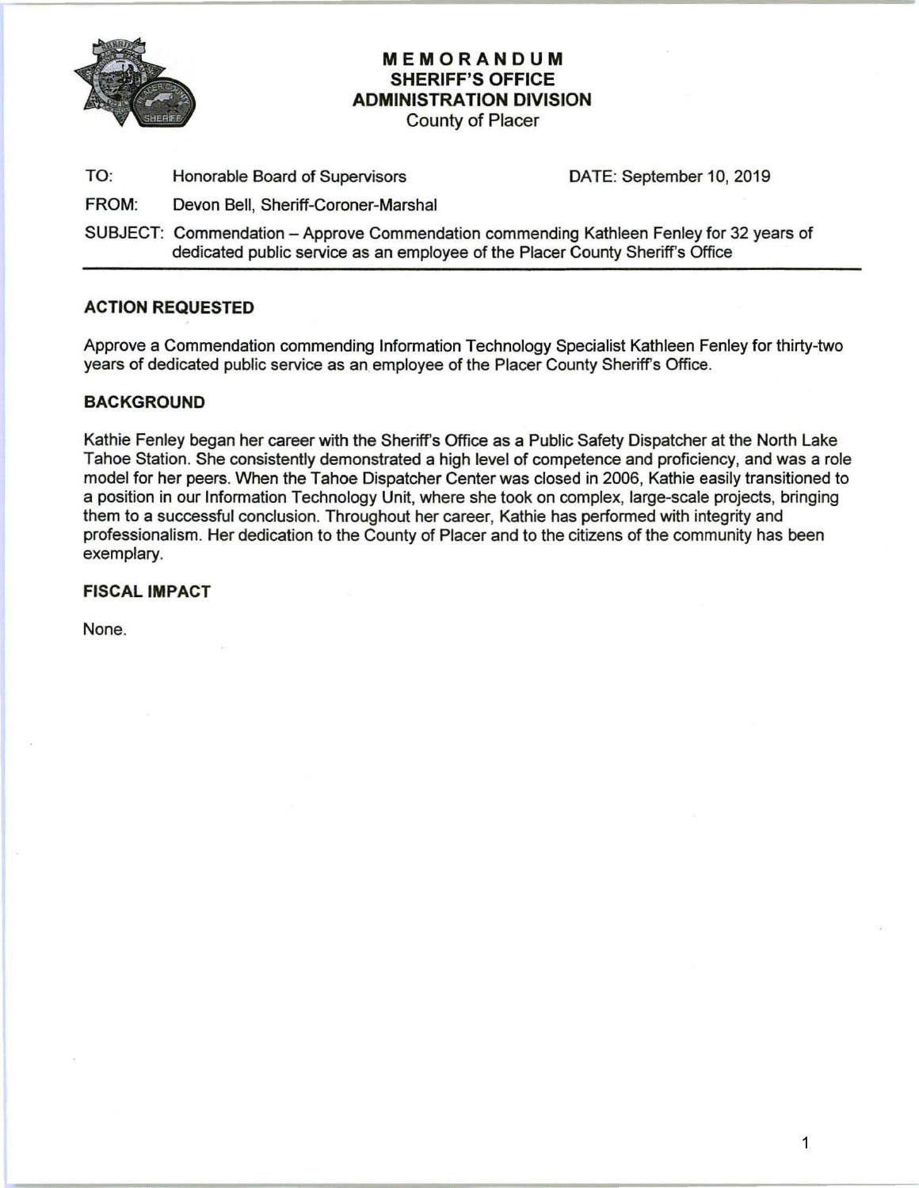# MEMORANDUM
## SHERIFF'S OFFICE
## ADMINISTRATION DIVISION
County of Placer

TO: Honorable Board of Supervisors DATE: September 10, 2019

FROM: Devon Bell, Sheriff-Coroner-Marshal

SUBJECT: Commendation – Approve Commendation commending Kathleen Fenley for 32 years of dedicated public service as an employee of the Placer County Sheriff's Office

---

### ACTION REQUESTED

Approve a Commendation commending Information Technology Specialist Kathleen Fenley for thirty-two years of dedicated public service as an employee of the Placer County Sheriff's Office.

### BACKGROUND

Kathie Fenley began her career with the Sheriff's Office as a Public Safety Dispatcher at the North Lake Tahoe Station. She consistently demonstrated a high level of competence and proficiency, and was a role model for her peers. When the Tahoe Dispatcher Center was closed in 2006, Kathie easily transitioned to a position in our Information Technology Unit, where she took on complex, large-scale projects, bringing them to a successful conclusion. Throughout her career, Kathie has performed with integrity and professionalism. Her dedication to the County of Placer and to the citizens of the community has been exemplary.

### FISCAL IMPACT

None.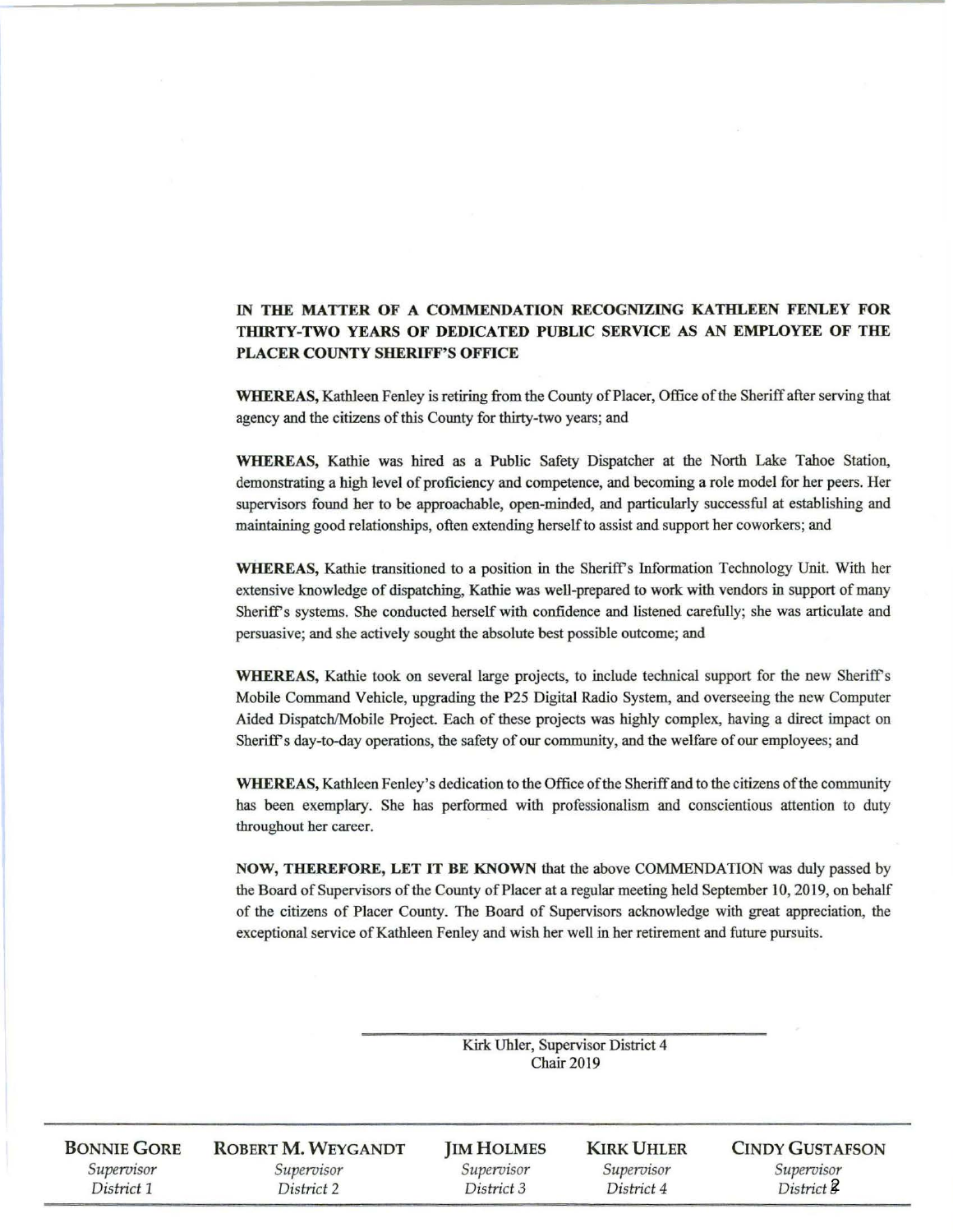**IN THE MATTER OF A COMMENDATION RECOGNIZING KATHLEEN FENLEY FOR THIRTY-TWO YEARS OF DEDICATED PUBLIC SERVICE AS AN EMPLOYEE OF THE PLACER COUNTY SHERIFF'S OFFICE**

**WHEREAS,** Kathleen Fenley is retiring from the County of Placer, Office of the Sheriff after serving that agency and the citizens of this County for thirty-two years; and

**WHEREAS,** Kathie was hired as a Public Safety Dispatcher at the North Lake Tahoe Station, demonstrating a high level of proficiency and competence, and becoming a role model for her peers. Her supervisors found her to be approachable, open-minded, and particularly successful at establishing and maintaining good relationships, often extending herself to assist and support her coworkers; and

**WHEREAS,** Kathie transitioned to a position in the Sheriff's Information Technology Unit. With her extensive knowledge of dispatching, Kathie was well-prepared to work with vendors in support of many Sheriff's systems. She conducted herself with confidence and listened carefully; she was articulate and persuasive; and she actively sought the absolute best possible outcome; and

**WHEREAS,** Kathie took on several large projects, to include technical support for the new Sheriff's Mobile Command Vehicle, upgrading the P25 Digital Radio System, and overseeing the new Computer Aided Dispatch/Mobile Project. Each of these projects was highly complex, having a direct impact on Sheriff's day-to-day operations, the safety of our community, and the welfare of our employees; and

**WHEREAS,** Kathleen Fenley's dedication to the Office of the Sheriff and to the citizens of the community has been exemplary. She has performed with professionalism and conscientious attention to duty throughout her career.

**NOW, THEREFORE, LET IT BE KNOWN** that the above COMMENDATION was duly passed by the Board of Supervisors of the County of Placer at a regular meeting held September 10, 2019, on behalf of the citizens of Placer County. The Board of Supervisors acknowledge with great appreciation, the exceptional service of Kathleen Fenley and wish her well in her retirement and future pursuits.

Kirk Uhler, Supervisor District 4
Chair 2019

| **BONNIE GORE** | **ROBERT M. WEYGANDT** | **JIM HOLMES** | **KIRK UHLER** | **CINDY GUSTAFSON** |
|---|---|---|---|---|
| *Supervisor* | *Supervisor* | *Supervisor* | *Supervisor* | *Supervisor* |
| *District 1* | *District 2* | *District 3* | *District 4* | *District 5* |